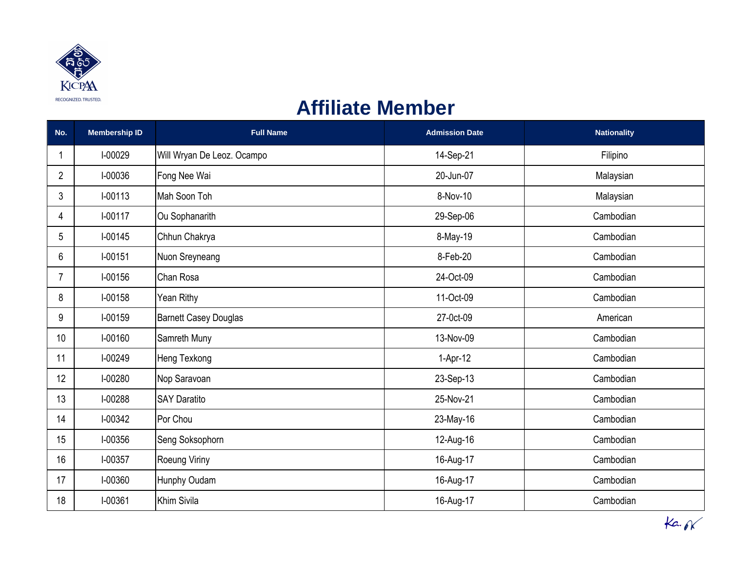# Affiliate Member

| No. | Membership ID | Full Name | Admission Date | Nationality |
|---|---|---|---|---|
| 1 | I-00029 | Will Wryan De Leoz. Ocampo | 14-Sep-21 | Filipino |
| 2 | I-00036 | Fong Nee Wai | 20-Jun-07 | Malaysian |
| 3 | I-00113 | Mah Soon Toh | 8-Nov-10 | Malaysian |
| 4 | I-00117 | Ou Sophanarith | 29-Sep-06 | Cambodian |
| 5 | I-00145 | Chhun Chakrya | 8-May-19 | Cambodian |
| 6 | I-00151 | Nuon Sreyneang | 8-Feb-20 | Cambodian |
| 7 | I-00156 | Chan Rosa | 24-Oct-09 | Cambodian |
| 8 | I-00158 | Yean Rithy | 11-Oct-09 | Cambodian |
| 9 | I-00159 | Barnett Casey Douglas | 27-Oct-09 | American |
| 10 | I-00160 | Samreth Muny | 13-Nov-09 | Cambodian |
| 11 | I-00249 | Heng Texkong | 1-Apr-12 | Cambodian |
| 12 | I-00280 | Nop Saravoan | 23-Sep-13 | Cambodian |
| 13 | I-00288 | SAY Daratito | 25-Nov-21 | Cambodian |
| 14 | I-00342 | Por Chou | 23-May-16 | Cambodian |
| 15 | I-00356 | Seng Soksophorn | 12-Aug-16 | Cambodian |
| 16 | I-00357 | Roeung Viriny | 16-Aug-17 | Cambodian |
| 17 | I-00360 | Hunphy Oudam | 16-Aug-17 | Cambodian |
| 18 | I-00361 | Khim Sivila | 16-Aug-17 | Cambodian |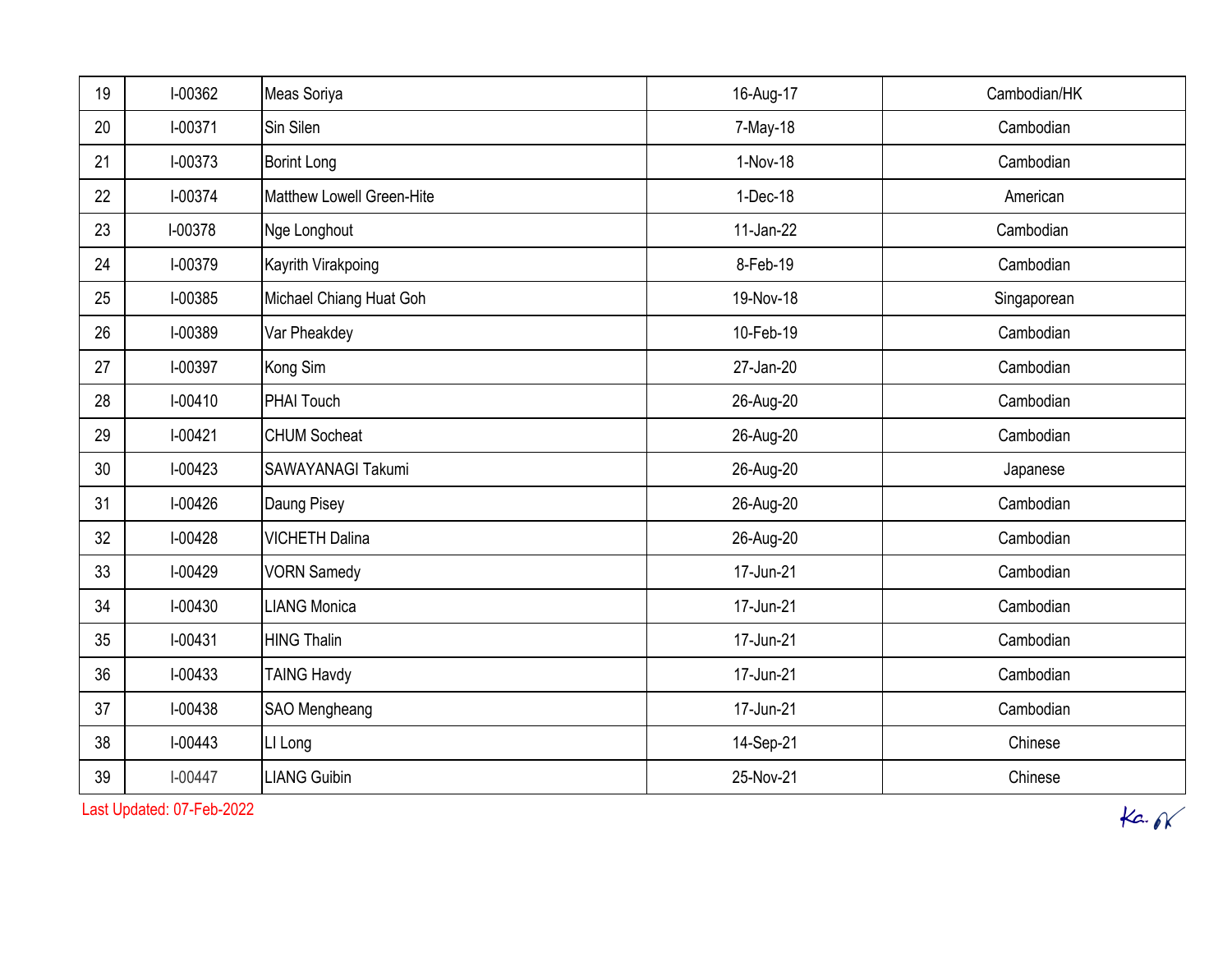| | | | | |
|---|---|---|---|---|
| 19 | I-00362 | Meas Soriya | 16-Aug-17 | Cambodian/HK |
| 20 | I-00371 | Sin Silen | 7-May-18 | Cambodian |
| 21 | I-00373 | Borint Long | 1-Nov-18 | Cambodian |
| 22 | I-00374 | Matthew Lowell Green-Hite | 1-Dec-18 | American |
| 23 | I-00378 | Nge Longhout | 11-Jan-22 | Cambodian |
| 24 | I-00379 | Kayrith Virakpoing | 8-Feb-19 | Cambodian |
| 25 | I-00385 | Michael Chiang Huat Goh | 19-Nov-18 | Singaporean |
| 26 | I-00389 | Var Pheakdey | 10-Feb-19 | Cambodian |
| 27 | I-00397 | Kong Sim | 27-Jan-20 | Cambodian |
| 28 | I-00410 | PHAI Touch | 26-Aug-20 | Cambodian |
| 29 | I-00421 | CHUM Socheat | 26-Aug-20 | Cambodian |
| 30 | I-00423 | SAWAYANAGI Takumi | 26-Aug-20 | Japanese |
| 31 | I-00426 | Daung Pisey | 26-Aug-20 | Cambodian |
| 32 | I-00428 | VICHETH Dalina | 26-Aug-20 | Cambodian |
| 33 | I-00429 | VORN Samedy | 17-Jun-21 | Cambodian |
| 34 | I-00430 | LIANG Monica | 17-Jun-21 | Cambodian |
| 35 | I-00431 | HING Thalin | 17-Jun-21 | Cambodian |
| 36 | I-00433 | TAING Havdy | 17-Jun-21 | Cambodian |
| 37 | I-00438 | SAO Mengheang | 17-Jun-21 | Cambodian |
| 38 | I-00443 | LI Long | 14-Sep-21 | Chinese |
| 39 | I-00447 | LIANG Guibin | 25-Nov-21 | Chinese |

Last Updated: 07-Feb-2022